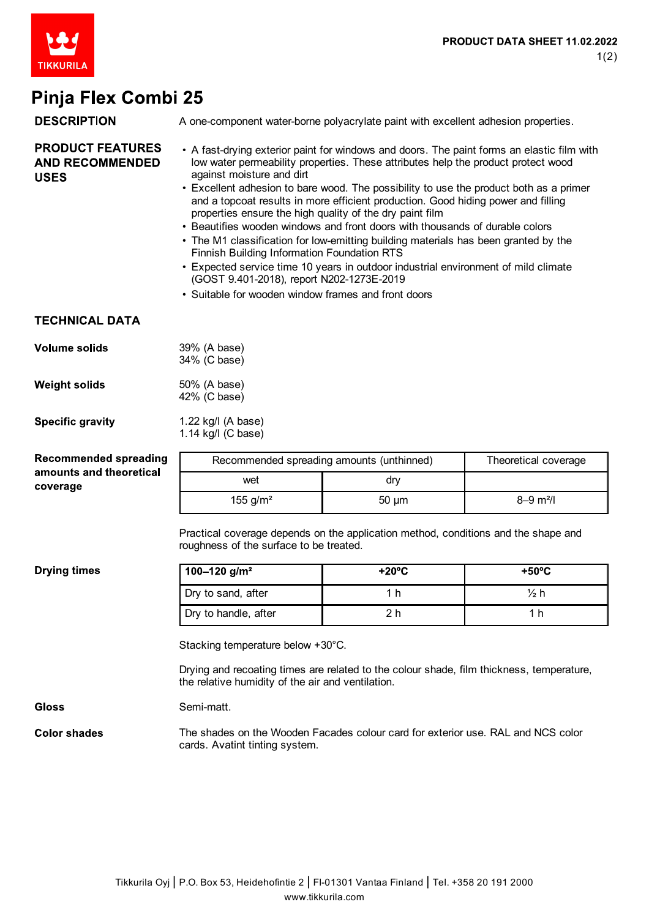# Pinja Flex Combi 25

**DESCRIPTION**

A one-component water-borne polyacrylate paint with excellent adhesion properties.

**PRODUCT FEATURES AND RECOMMENDED USES**

- A fast-drying exterior paint for windows and doors. The paint forms an elastic film with low water permeability properties. These attributes help the product protect wood against moisture and dirt
- Excellent adhesion to bare wood. The possibility to use the product both as a primer and a topcoat results in more efficient production. Good hiding power and filling properties ensure the high quality of the dry paint film
- Beautifies wooden windows and front doors with thousands of durable colors
- The M1 classification for low-emitting building materials has been granted by the Finnish Building Information Foundation RTS
- Expected service time 10 years in outdoor industrial environment of mild climate (GOST 9.401-2018), report N202-1273E-2019
- Suitable for wooden window frames and front doors

## TECHNICAL DATA

**Volume solids**

39% (A base)
34% (C base)

**Weight solids**

50% (A base)
42% (C base)

**Specific gravity**

1.22 kg/l (A base)
1.14 kg/l (C base)

**Recommended spreading amounts and theoretical coverage**

| Recommended spreading amounts (unthinned) | | Theoretical coverage |
|---|---|---|
| wet | dry | |
| 155 g/m² | 50 µm | 8–9 m²/l |

Practical coverage depends on the application method, conditions and the shape and roughness of the surface to be treated.

**Drying times**

| **100–120 g/m²** | **+20ºC** | **+50ºC** |
|---|---|---|
| Dry to sand, after | 1 h | ½ h |
| Dry to handle, after | 2 h | 1 h |

Stacking temperature below +30°C.

Drying and recoating times are related to the colour shade, film thickness, temperature, the relative humidity of the air and ventilation.

**Gloss**

Semi-matt.

**Color shades**

The shades on the Wooden Facades colour card for exterior use. RAL and NCS color cards. Avatint tinting system.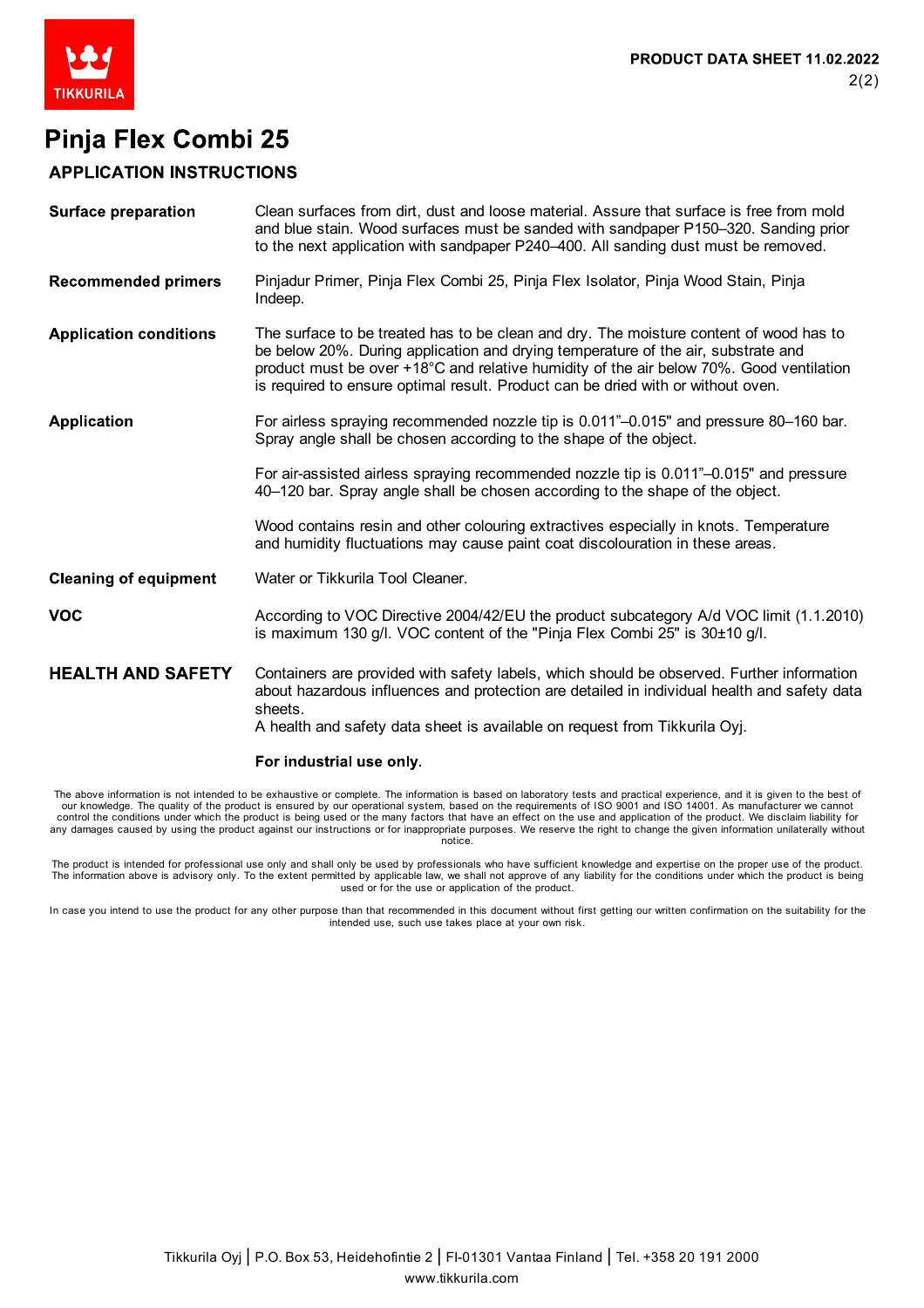# Pinja Flex Combi 25

## APPLICATION INSTRUCTIONS

**Surface preparation**

Clean surfaces from dirt, dust and loose material. Assure that surface is free from mold and blue stain. Wood surfaces must be sanded with sandpaper P150–320. Sanding prior to the next application with sandpaper P240–400. All sanding dust must be removed.

**Recommended primers**

Pinjadur Primer, Pinja Flex Combi 25, Pinja Flex Isolator, Pinja Wood Stain, Pinja Indeep.

**Application conditions**

The surface to be treated has to be clean and dry. The moisture content of wood has to be below 20%. During application and drying temperature of the air, substrate and product must be over +18°C and relative humidity of the air below 70%. Good ventilation is required to ensure optimal result. Product can be dried with or without oven.

**Application**

For airless spraying recommended nozzle tip is 0.011"–0.015" and pressure 80–160 bar. Spray angle shall be chosen according to the shape of the object.

For air-assisted airless spraying recommended nozzle tip is 0.011"–0.015" and pressure 40–120 bar. Spray angle shall be chosen according to the shape of the object.

Wood contains resin and other colouring extractives especially in knots. Temperature and humidity fluctuations may cause paint coat discolouration in these areas.

**Cleaning of equipment**

Water or Tikkurila Tool Cleaner.

**VOC**

According to VOC Directive 2004/42/EU the product subcategory A/d VOC limit (1.1.2010) is maximum 130 g/l. VOC content of the "Pinja Flex Combi 25" is 30±10 g/l.

## HEALTH AND SAFETY

Containers are provided with safety labels, which should be observed. Further information about hazardous influences and protection are detailed in individual health and safety data sheets.
A health and safety data sheet is available on request from Tikkurila Oyj.

**For industrial use only.**

The above information is not intended to be exhaustive or complete. The information is based on laboratory tests and practical experience, and it is given to the best of our knowledge. The quality of the product is ensured by our operational system, based on the requirements of ISO 9001 and ISO 14001. As manufacturer we cannot control the conditions under which the product is being used or the many factors that have an effect on the use and application of the product. We disclaim liability for any damages caused by using the product against our instructions or for inappropriate purposes. We reserve the right to change the given information unilaterally without notice.

The product is intended for professional use only and shall only be used by professionals who have sufficient knowledge and expertise on the proper use of the product. The information above is advisory only. To the extent permitted by applicable law, we shall not approve of any liability for the conditions under which the product is being used or for the use or application of the product.

In case you intend to use the product for any other purpose than that recommended in this document without first getting our written confirmation on the suitability for the intended use, such use takes place at your own risk.

Tikkurila Oyj | P.O. Box 53, Heidehofintie 2 | FI-01301 Vantaa Finland | Tel. +358 20 191 2000
www.tikkurila.com